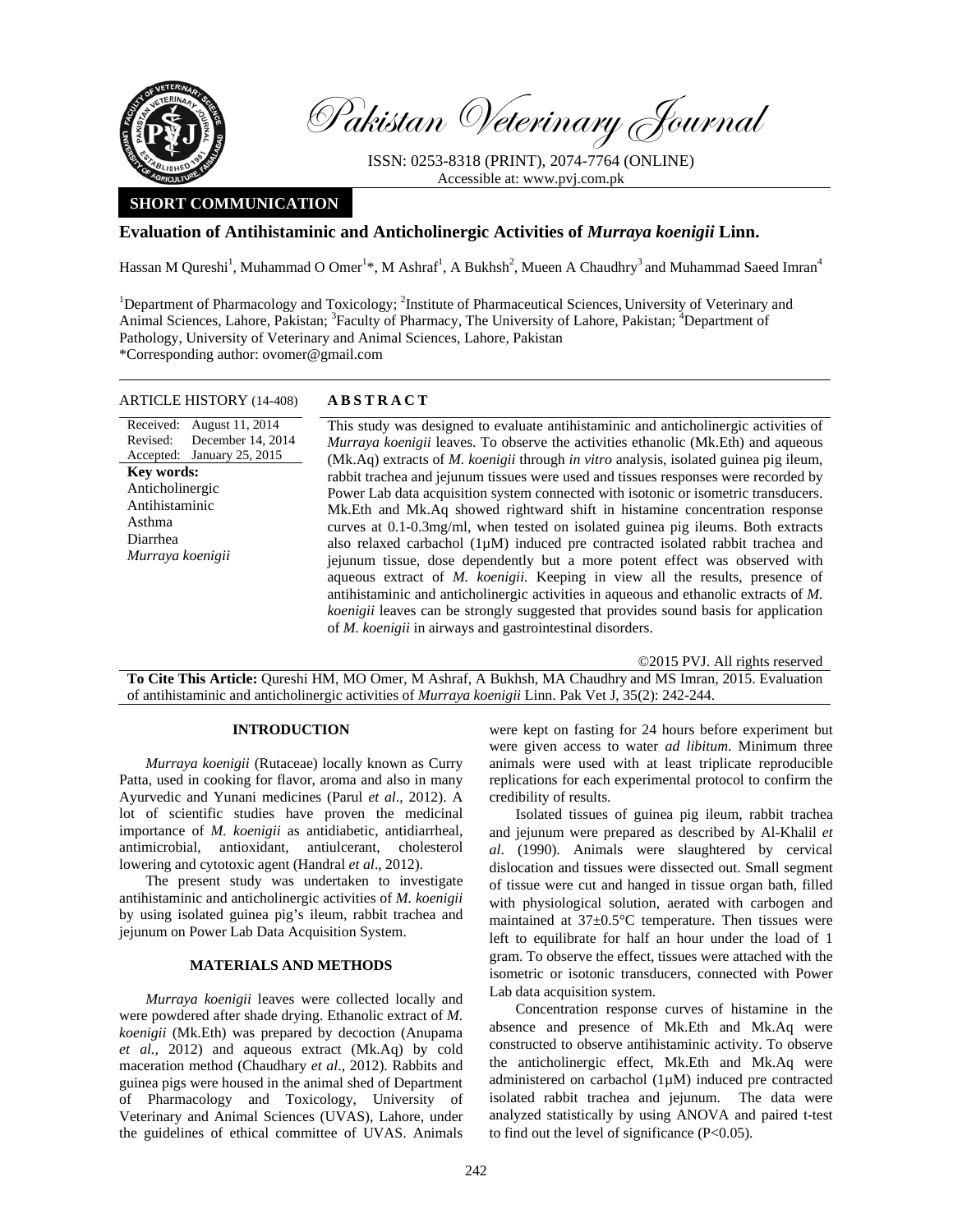Pakistan Veterinary Journal

ISSN: 0253-8318 (PRINT), 2074-7764 (ONLINE)
Accessible at: www.pvj.com.pk

**SHORT COMMUNICATION**

# Evaluation of Antihistaminic and Anticholinergic Activities of *Murraya koenigii* Linn.

Hassan M Qureshi[1], Muhammad O Omer[1]*, M Ashraf[1], A Bukhsh[2], Mueen A Chaudhry[3] and Muhammad Saeed Imran[4]

[1]Department of Pharmacology and Toxicology; [2]Institute of Pharmaceutical Sciences, University of Veterinary and Animal Sciences, Lahore, Pakistan; [3]Faculty of Pharmacy, The University of Lahore, Pakistan; [4]Department of Pathology, University of Veterinary and Animal Sciences, Lahore, Pakistan
*Corresponding author: ovomer@gmail.com

**ARTICLE HISTORY** (14-408)

Received: August 11, 2014
Revised: December 14, 2014
Accepted: January 25, 2015

**Key words:**
Anticholinergic
Antihistaminic
Asthma
Diarrhea
*Murraya koenigii*

## ABSTRACT

This study was designed to evaluate antihistaminic and anticholinergic activities of *Murraya koenigii* leaves. To observe the activities ethanolic (Mk.Eth) and aqueous (Mk.Aq) extracts of *M. koenigii* through *in vitro* analysis, isolated guinea pig ileum, rabbit trachea and jejunum tissues were used and tissues responses were recorded by Power Lab data acquisition system connected with isotonic or isometric transducers. Mk.Eth and Mk.Aq showed rightward shift in histamine concentration response curves at 0.1-0.3mg/ml, when tested on isolated guinea pig ileums. Both extracts also relaxed carbachol (1µM) induced pre contracted isolated rabbit trachea and jejunum tissue, dose dependently but a more potent effect was observed with aqueous extract of *M. koenigii.* Keeping in view all the results, presence of antihistaminic and anticholinergic activities in aqueous and ethanolic extracts of *M. koenigii* leaves can be strongly suggested that provides sound basis for application of *M. koenigii* in airways and gastrointestinal disorders.

©2015 PVJ. All rights reserved

**To Cite This Article:** Qureshi HM, MO Omer, M Ashraf, A Bukhsh, MA Chaudhry and MS Imran, 2015. Evaluation of antihistaminic and anticholinergic activities of *Murraya koenigii* Linn. Pak Vet J, 35(2): 242-244.

## INTRODUCTION

*Murraya koenigii* (Rutaceae) locally known as Curry Patta, used in cooking for flavor, aroma and also in many Ayurvedic and Yunani medicines (Parul *et al*., 2012). A lot of scientific studies have proven the medicinal importance of *M. koenigii* as antidiabetic, antidiarrheal, antimicrobial, antioxidant, antiulcerant, cholesterol lowering and cytotoxic agent (Handral *et al*., 2012).

The present study was undertaken to investigate antihistaminic and anticholinergic activities of *M. koenigii* by using isolated guinea pig's ileum, rabbit trachea and jejunum on Power Lab Data Acquisition System.

## MATERIALS AND METHODS

*Murraya koenigii* leaves were collected locally and were powdered after shade drying. Ethanolic extract of *M. koenigii* (Mk.Eth) was prepared by decoction (Anupama *et al.,* 2012) and aqueous extract (Mk.Aq) by cold maceration method (Chaudhary *et al*., 2012). Rabbits and guinea pigs were housed in the animal shed of Department of Pharmacology and Toxicology, University of Veterinary and Animal Sciences (UVAS), Lahore, under the guidelines of ethical committee of UVAS. Animals were kept on fasting for 24 hours before experiment but were given access to water *ad libitum.* Minimum three animals were used with at least triplicate reproducible replications for each experimental protocol to confirm the credibility of results.

Isolated tissues of guinea pig ileum, rabbit trachea and jejunum were prepared as described by Al-Khalil *et al*. (1990). Animals were slaughtered by cervical dislocation and tissues were dissected out. Small segment of tissue were cut and hanged in tissue organ bath, filled with physiological solution, aerated with carbogen and maintained at 37±0.5°C temperature. Then tissues were left to equilibrate for half an hour under the load of 1 gram. To observe the effect, tissues were attached with the isometric or isotonic transducers, connected with Power Lab data acquisition system.

Concentration response curves of histamine in the absence and presence of Mk.Eth and Mk.Aq were constructed to observe antihistaminic activity. To observe the anticholinergic effect, Mk.Eth and Mk.Aq were administered on carbachol (1µM) induced pre contracted isolated rabbit trachea and jejunum. The data were analyzed statistically by using ANOVA and paired t-test to find out the level of significance ($P<0.05$).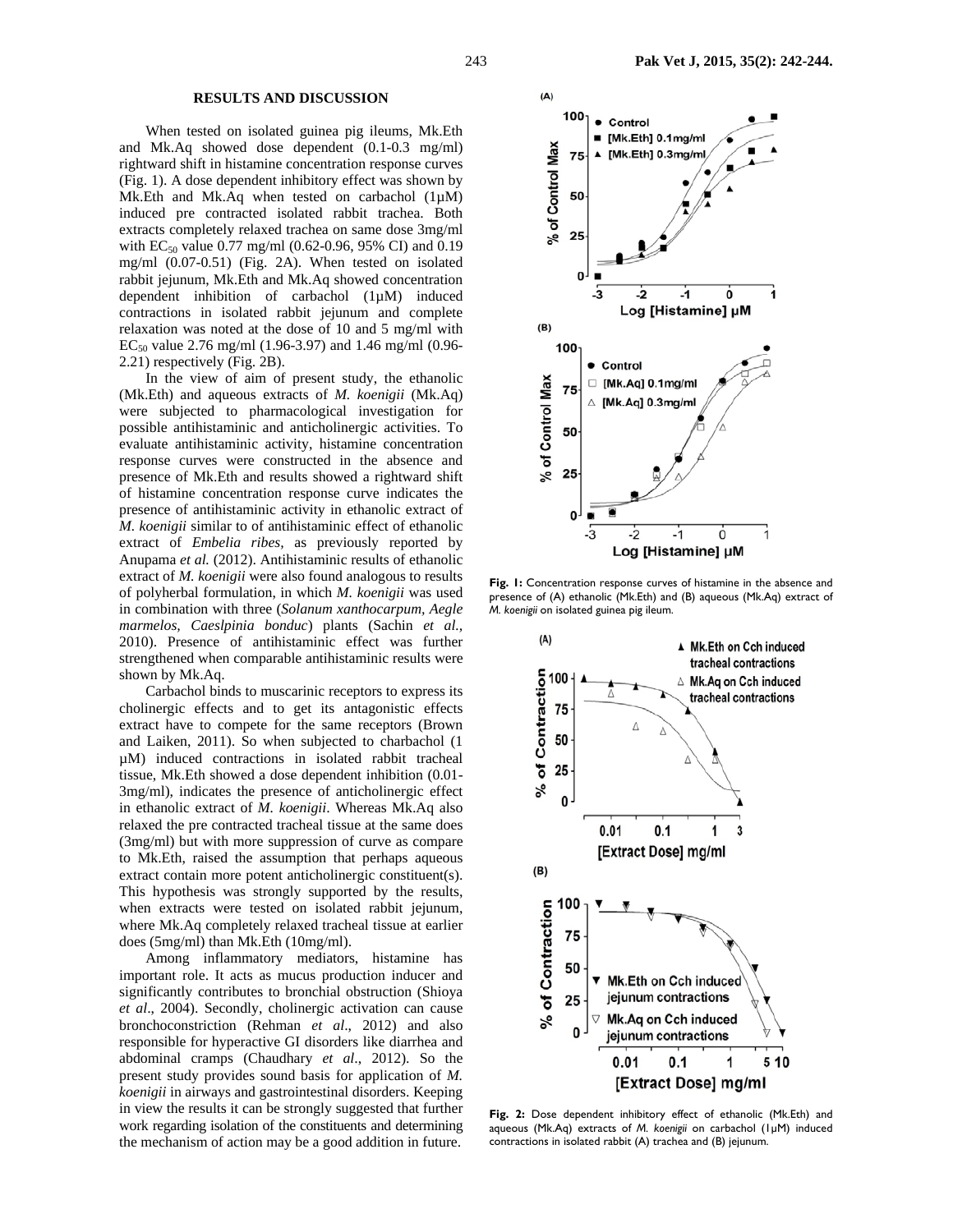## RESULTS AND DISCUSSION

When tested on isolated guinea pig ileums, Mk.Eth and Mk.Aq showed dose dependent (0.1-0.3 mg/ml) rightward shift in histamine concentration response curves (Fig. 1). A dose dependent inhibitory effect was shown by Mk.Eth and Mk.Aq when tested on carbachol (1µM) induced pre contracted isolated rabbit trachea. Both extracts completely relaxed trachea on same dose 3mg/ml with $EC_{50}$ value 0.77 mg/ml (0.62-0.96, 95% CI) and 0.19 mg/ml (0.07-0.51) (Fig. 2A). When tested on isolated rabbit jejunum, Mk.Eth and Mk.Aq showed concentration dependent inhibition of carbachol (1µM) induced contractions in isolated rabbit jejunum and complete relaxation was noted at the dose of 10 and 5 mg/ml with $EC_{50}$ value 2.76 mg/ml (1.96-3.97) and 1.46 mg/ml (0.96-2.21) respectively (Fig. 2B).

In the view of aim of present study, the ethanolic (Mk.Eth) and aqueous extracts of *M. koenigii* (Mk.Aq) were subjected to pharmacological investigation for possible antihistaminic and anticholinergic activities. To evaluate antihistaminic activity, histamine concentration response curves were constructed in the absence and presence of Mk.Eth and results showed a rightward shift of histamine concentration response curve indicates the presence of antihistaminic activity in ethanolic extract of *M. koenigii* similar to of antihistaminic effect of ethanolic extract of *Embelia ribes*, as previously reported by Anupama *et al.* (2012). Antihistaminic results of ethanolic extract of *M. koenigii* were also found analogous to results of polyherbal formulation, in which *M. koenigii* was used in combination with three (*Solanum xanthocarpum, Aegle marmelos, Caeslpinia bonduc*) plants (Sachin *et al.*, 2010). Presence of antihistaminic effect was further strengthened when comparable antihistaminic results were shown by Mk.Aq.

Carbachol binds to muscarinic receptors to express its cholinergic effects and to get its antagonistic effects extract have to compete for the same receptors (Brown and Laiken, 2011). So when subjected to charbachol (1 µM) induced contractions in isolated rabbit tracheal tissue, Mk.Eth showed a dose dependent inhibition (0.01-3mg/ml), indicates the presence of anticholinergic effect in ethanolic extract of *M. koenigii*. Whereas Mk.Aq also relaxed the pre contracted tracheal tissue at the same does (3mg/ml) but with more suppression of curve as compare to Mk.Eth, raised the assumption that perhaps aqueous extract contain more potent anticholinergic constituent(s). This hypothesis was strongly supported by the results, when extracts were tested on isolated rabbit jejunum, where Mk.Aq completely relaxed tracheal tissue at earlier does (5mg/ml) than Mk.Eth (10mg/ml).

Among inflammatory mediators, histamine has important role. It acts as mucus production inducer and significantly contributes to bronchial obstruction (Shioya *et al*., 2004). Secondly, cholinergic activation can cause bronchoconstriction (Rehman *et al*., 2012) and also responsible for hyperactive GI disorders like diarrhea and abdominal cramps (Chaudhary *et al*., 2012). So the present study provides sound basis for application of *M. koenigii* in airways and gastrointestinal disorders. Keeping in view the results it can be strongly suggested that further work regarding isolation of the constituents and determining the mechanism of action may be a good addition in future.

**Fig. 1:** Concentration response curves of histamine in the absence and presence of (A) ethanolic (Mk.Eth) and (B) aqueous (Mk.Aq) extract of *M. koenigii* on isolated guinea pig ileum.

**Fig. 2:** Dose dependent inhibitory effect of ethanolic (Mk.Eth) and aqueous (Mk.Aq) extracts of *M. koenigii* on carbachol (1µM) induced contractions in isolated rabbit (A) trachea and (B) jejunum.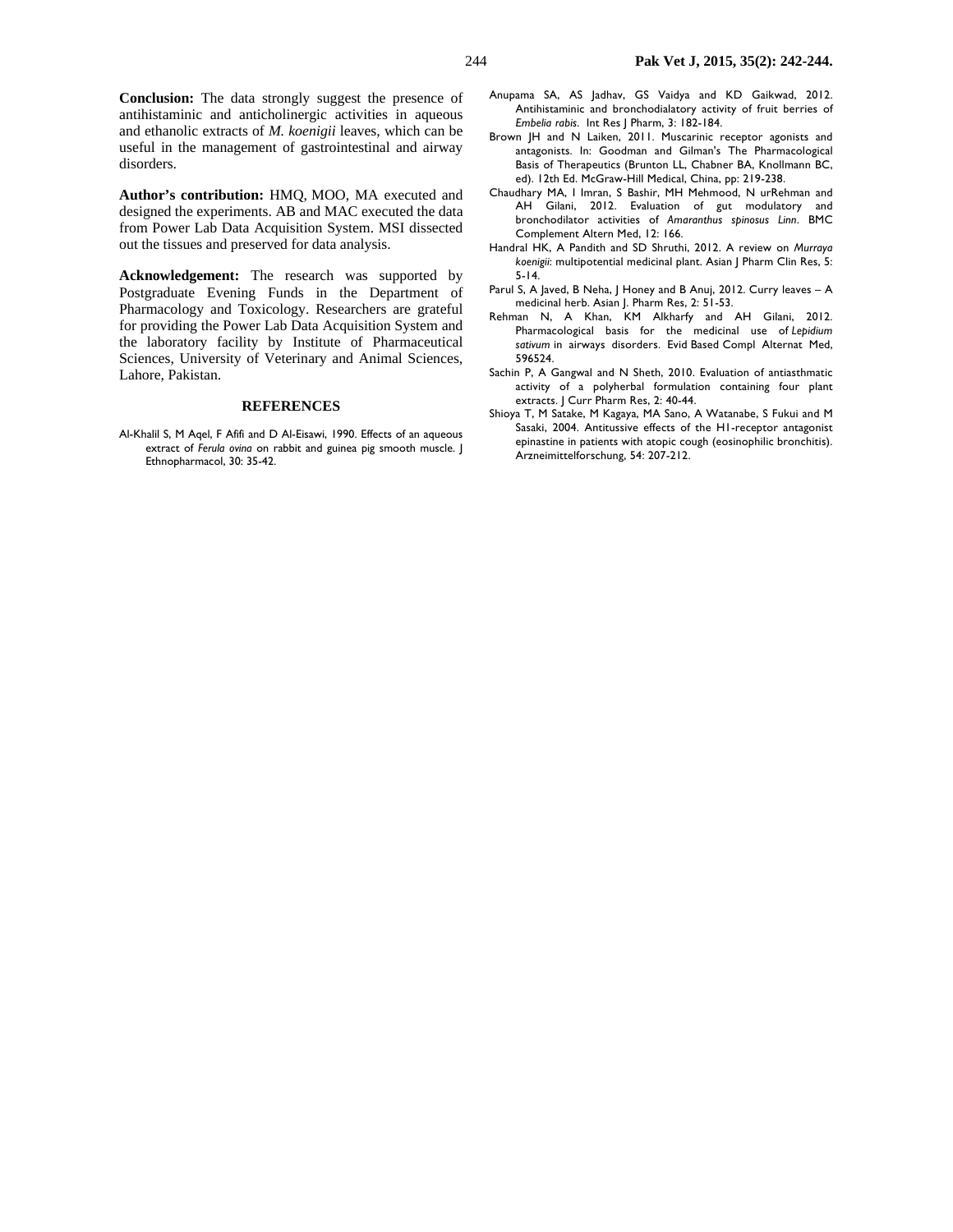**Conclusion:** The data strongly suggest the presence of antihistaminic and anticholinergic activities in aqueous and ethanolic extracts of *M. koenigii* leaves, which can be useful in the management of gastrointestinal and airway disorders.

**Author's contribution:** HMQ, MOO, MA executed and designed the experiments. AB and MAC executed the data from Power Lab Data Acquisition System. MSI dissected out the tissues and preserved for data analysis.

**Acknowledgement:** The research was supported by Postgraduate Evening Funds in the Department of Pharmacology and Toxicology. Researchers are grateful for providing the Power Lab Data Acquisition System and the laboratory facility by Institute of Pharmaceutical Sciences, University of Veterinary and Animal Sciences, Lahore, Pakistan.

## REFERENCES

Al-Khalil S, M Aqel, F Afifi and D Al-Eisawi, 1990. Effects of an aqueous extract of *Ferula ovina* on rabbit and guinea pig smooth muscle. J Ethnopharmacol, 30: 35-42.

Anupama SA, AS Jadhav, GS Vaidya and KD Gaikwad, 2012. Antihistaminic and bronchodialatory activity of fruit berries of *Embelia rabis*. Int Res J Pharm, 3: 182-184.

Brown JH and N Laiken, 2011. Muscarinic receptor agonists and antagonists. In: Goodman and Gilman's The Pharmacological Basis of Therapeutics (Brunton LL, Chabner BA, Knollmann BC, ed). 12th Ed. McGraw-Hill Medical, China, pp: 219-238.

Chaudhary MA, I Imran, S Bashir, MH Mehmood, N urRehman and AH Gilani, 2012. Evaluation of gut modulatory and bronchodilator activities of *Amaranthus spinosus Linn*. BMC Complement Altern Med, 12: 166.

Handral HK, A Pandith and SD Shruthi, 2012. A review on *Murraya koenigii*: multipotential medicinal plant. Asian J Pharm Clin Res, 5: 5-14.

Parul S, A Javed, B Neha, J Honey and B Anuj, 2012. Curry leaves – A medicinal herb. Asian J. Pharm Res, 2: 51-53.

Rehman N, A Khan, KM Alkharfy and AH Gilani, 2012. Pharmacological basis for the medicinal use of *Lepidium sativum* in airways disorders. Evid Based Compl Alternat Med, 596524.

Sachin P, A Gangwal and N Sheth, 2010. Evaluation of antiasthmatic activity of a polyherbal formulation containing four plant extracts. J Curr Pharm Res, 2: 40-44.

Shioya T, M Satake, M Kagaya, MA Sano, A Watanabe, S Fukui and M Sasaki, 2004. Antitussive effects of the H1-receptor antagonist epinastine in patients with atopic cough (eosinophilic bronchitis). Arzneimittelforschung, 54: 207-212.